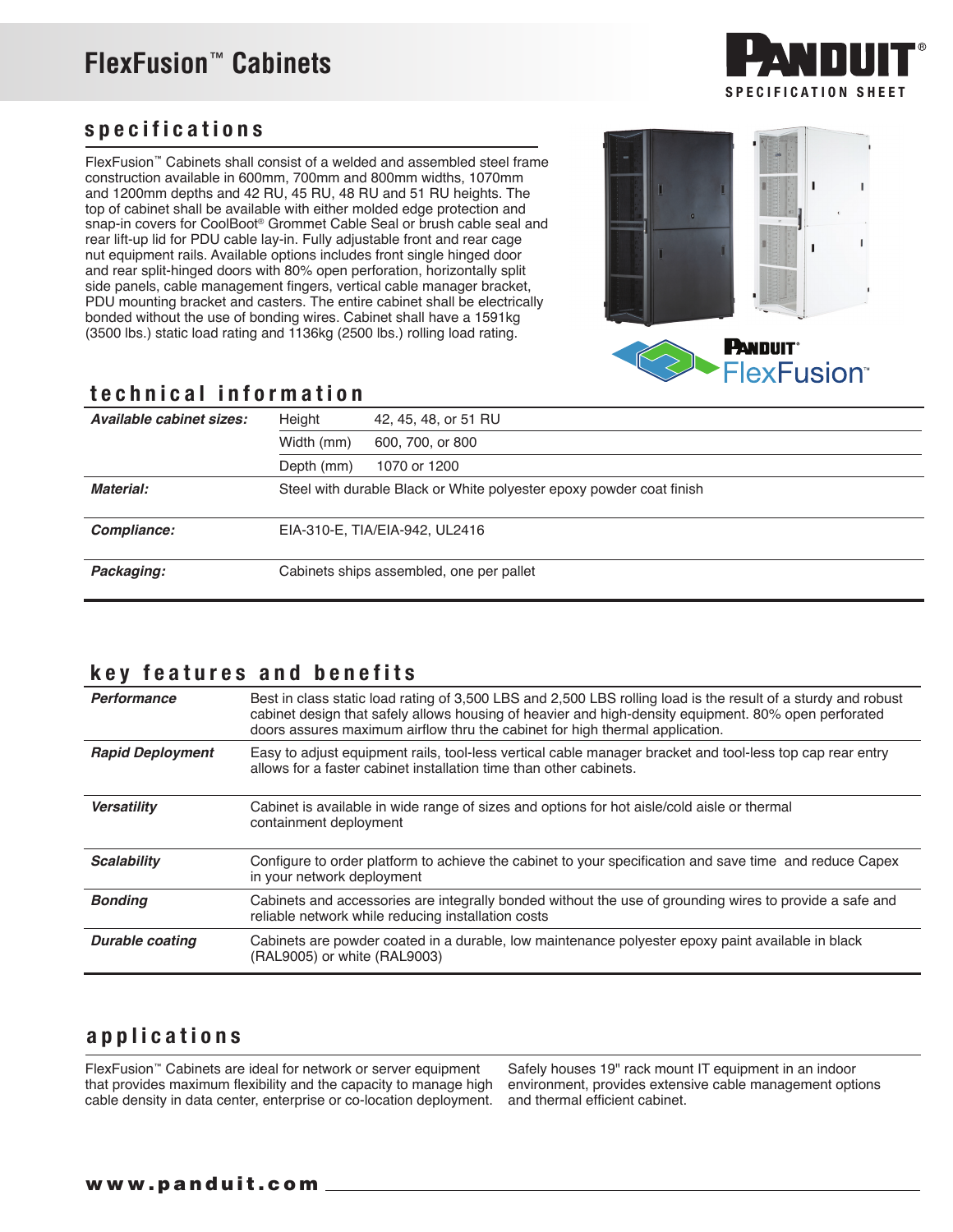# FlexFusion™ Cabinets

PANDUIT®
SPECIFICATION SHEET

## specifications

FlexFusion™ Cabinets shall consist of a welded and assembled steel frame construction available in 600mm, 700mm and 800mm widths, 1070mm and 1200mm depths and 42 RU, 45 RU, 48 RU and 51 RU heights. The top of cabinet shall be available with either molded edge protection and snap-in covers for CoolBoot® Grommet Cable Seal or brush cable seal and rear lift-up lid for PDU cable lay-in. Fully adjustable front and rear cage nut equipment rails. Available options includes front single hinged door and rear split-hinged doors with 80% open perforation, horizontally split side panels, cable management fingers, vertical cable manager bracket, PDU mounting bracket and casters. The entire cabinet shall be electrically bonded without the use of bonding wires. Cabinet shall have a 1591kg (3500 lbs.) static load rating and 1136kg (2500 lbs.) rolling load rating.

## technical information

| | | |
|---|---|---|
| ***Available cabinet sizes:*** | Height | 42, 45, 48, or 51 RU |
| | Width (mm) | 600, 700, or 800 |
| | Depth (mm) | 1070 or 1200 |
| ***Material:*** | Steel with durable Black or White polyester epoxy powder coat finish | |
| ***Compliance:*** | EIA-310-E, TIA/EIA-942, UL2416 | |
| ***Packaging:*** | Cabinets ships assembled, one per pallet | |

## key features and benefits

| | |
|---|---|
| ***Performance*** | Best in class static load rating of 3,500 LBS and 2,500 LBS rolling load is the result of a sturdy and robust cabinet design that safely allows housing of heavier and high-density equipment. 80% open perforated doors assures maximum airflow thru the cabinet for high thermal application. |
| ***Rapid Deployment*** | Easy to adjust equipment rails, tool-less vertical cable manager bracket and tool-less top cap rear entry allows for a faster cabinet installation time than other cabinets. |
| ***Versatility*** | Cabinet is available in wide range of sizes and options for hot aisle/cold aisle or thermal containment deployment |
| ***Scalability*** | Configure to order platform to achieve the cabinet to your specification and save time and reduce Capex in your network deployment |
| ***Bonding*** | Cabinets and accessories are integrally bonded without the use of grounding wires to provide a safe and reliable network while reducing installation costs |
| ***Durable coating*** | Cabinets are powder coated in a durable, low maintenance polyester epoxy paint available in black (RAL9005) or white (RAL9003) |

## applications

FlexFusion™ Cabinets are ideal for network or server equipment that provides maximum flexibility and the capacity to manage high cable density in data center, enterprise or co-location deployment. Safely houses 19" rack mount IT equipment in an indoor environment, provides extensive cable management options and thermal efficient cabinet.

**www.panduit.com**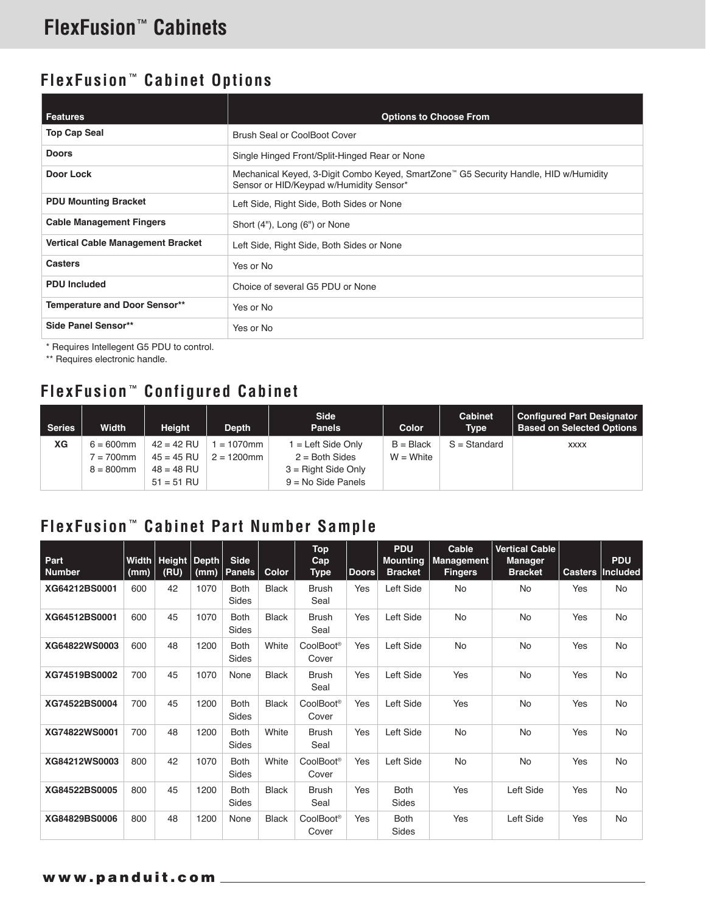# FlexFusion™ Cabinets

## FlexFusion™ Cabinet Options

| Features | Options to Choose From |
|---|---|
| **Top Cap Seal** | Brush Seal or CoolBoot Cover |
| **Doors** | Single Hinged Front/Split-Hinged Rear or None |
| **Door Lock** | Mechanical Keyed, 3-Digit Combo Keyed, SmartZone™ G5 Security Handle, HID w/Humidity Sensor or HID/Keypad w/Humidity Sensor* |
| **PDU Mounting Bracket** | Left Side, Right Side, Both Sides or None |
| **Cable Management Fingers** | Short (4"), Long (6") or None |
| **Vertical Cable Management Bracket** | Left Side, Right Side, Both Sides or None |
| **Casters** | Yes or No |
| **PDU Included** | Choice of several G5 PDU or None |
| **Temperature and Door Sensor**** | Yes or No |
| **Side Panel Sensor**** | Yes or No |

\* Requires Intellegent G5 PDU to control.

\** Requires electronic handle.

## FlexFusion™ Configured Cabinet

| Series | Width | Height | Depth | Side Panels | Color | Cabinet Type | Configured Part Designator Based on Selected Options |
|---|---|---|---|---|---|---|---|
| XG | 6 = 600mm<br>7 = 700mm<br>8 = 800mm | 42 = 42 RU<br>45 = 45 RU<br>48 = 48 RU<br>51 = 51 RU | 1 = 1070mm<br>2 = 1200mm | 1 = Left Side Only<br>2 = Both Sides<br>3 = Right Side Only<br>9 = No Side Panels | B = Black<br>W = White | S = Standard | xxxx |

## FlexFusion™ Cabinet Part Number Sample

| Part Number | Width (mm) | Height (RU) | Depth (mm) | Side Panels | Color | Top Cap Type | Doors | PDU Mounting Bracket | Cable Management Fingers | Vertical Cable Manager Bracket | Casters | PDU Included |
|---|---|---|---|---|---|---|---|---|---|---|---|---|
| **XG64212BS0001** | 600 | 42 | 1070 | Both Sides | Black | Brush Seal | Yes | Left Side | No | No | Yes | No |
| **XG64512BS0001** | 600 | 45 | 1070 | Both Sides | Black | Brush Seal | Yes | Left Side | No | No | Yes | No |
| **XG64822WS0003** | 600 | 48 | 1200 | Both Sides | White | CoolBoot® Cover | Yes | Left Side | No | No | Yes | No |
| **XG74519BS0002** | 700 | 45 | 1070 | None | Black | Brush Seal | Yes | Left Side | Yes | No | Yes | No |
| **XG74522BS0004** | 700 | 45 | 1200 | Both Sides | Black | CoolBoot® Cover | Yes | Left Side | Yes | No | Yes | No |
| **XG74822WS0001** | 700 | 48 | 1200 | Both Sides | White | Brush Seal | Yes | Left Side | No | No | Yes | No |
| **XG84212WS0003** | 800 | 42 | 1070 | Both Sides | White | CoolBoot® Cover | Yes | Left Side | No | No | Yes | No |
| **XG84522BS0005** | 800 | 45 | 1200 | Both Sides | Black | Brush Seal | Yes | Both Sides | Yes | Left Side | Yes | No |
| **XG84829BS0006** | 800 | 48 | 1200 | None | Black | CoolBoot® Cover | Yes | Both Sides | Yes | Left Side | Yes | No |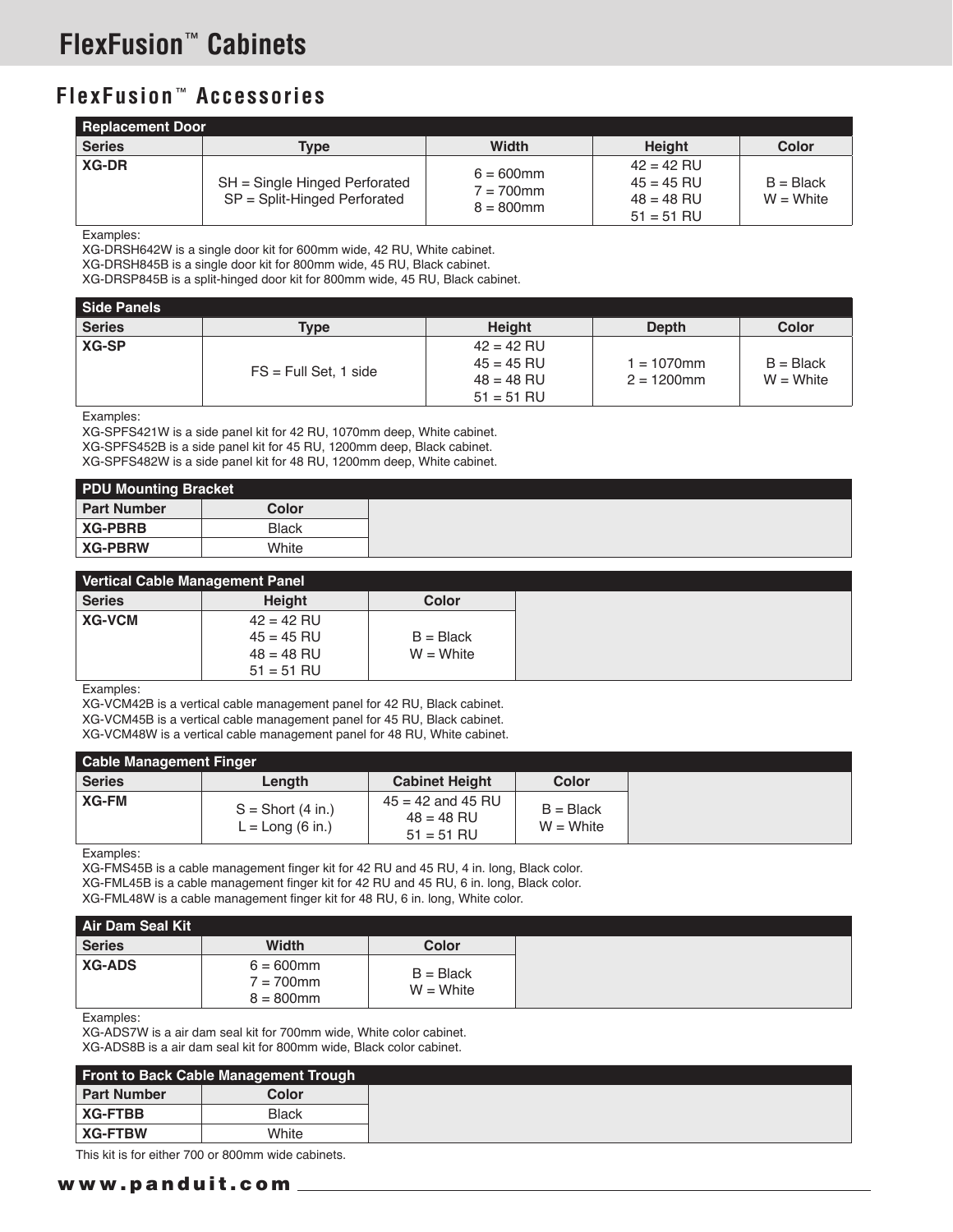# FlexFusion™ Cabinets

## FlexFusion™ Accessories

| Replacement Door | | | | |
|---|---|---|---|---|
| **Series** | **Type** | **Width** | **Height** | **Color** |
| **XG-DR** | SH = Single Hinged Perforated<br>SP = Split-Hinged Perforated | 6 = 600mm<br>7 = 700mm<br>8 = 800mm | 42 = 42 RU<br>45 = 45 RU<br>48 = 48 RU<br>51 = 51 RU | B = Black<br>W = White |

Examples:
XG-DRSH642W is a single door kit for 600mm wide, 42 RU, White cabinet.
XG-DRSH845B is a single door kit for 800mm wide, 45 RU, Black cabinet.
XG-DRSP845B is a split-hinged door kit for 800mm wide, 45 RU, Black cabinet.

| Side Panels | | | | |
|---|---|---|---|---|
| **Series** | **Type** | **Height** | **Depth** | **Color** |
| **XG-SP** | FS = Full Set, 1 side | 42 = 42 RU<br>45 = 45 RU<br>48 = 48 RU<br>51 = 51 RU | 1 = 1070mm<br>2 = 1200mm | B = Black<br>W = White |

Examples:
XG-SPFS421W is a side panel kit for 42 RU, 1070mm deep, White cabinet.
XG-SPFS452B is a side panel kit for 45 RU, 1200mm deep, Black cabinet.
XG-SPFS482W is a side panel kit for 48 RU, 1200mm deep, White cabinet.

| PDU Mounting Bracket | |
|---|---|
| **Part Number** | **Color** |
| **XG-PBRB** | Black |
| **XG-PBRW** | White |

| Vertical Cable Management Panel | | |
|---|---|---|
| **Series** | **Height** | **Color** |
| **XG-VCM** | 42 = 42 RU<br>45 = 45 RU<br>48 = 48 RU<br>51 = 51 RU | B = Black<br>W = White |

Examples:
XG-VCM42B is a vertical cable management panel for 42 RU, Black cabinet.
XG-VCM45B is a vertical cable management panel for 45 RU, Black cabinet.
XG-VCM48W is a vertical cable management panel for 48 RU, White cabinet.

| Cable Management Finger | | | |
|---|---|---|---|
| **Series** | **Length** | **Cabinet Height** | **Color** |
| **XG-FM** | S = Short (4 in.)<br>L = Long (6 in.) | 45 = 42 and 45 RU<br>48 = 48 RU<br>51 = 51 RU | B = Black<br>W = White |

Examples:
XG-FMS45B is a cable management finger kit for 42 RU and 45 RU, 4 in. long, Black color.
XG-FML45B is a cable management finger kit for 42 RU and 45 RU, 6 in. long, Black color.
XG-FML48W is a cable management finger kit for 48 RU, 6 in. long, White color.

| Air Dam Seal Kit | | |
|---|---|---|
| **Series** | **Width** | **Color** |
| **XG-ADS** | 6 = 600mm<br>7 = 700mm<br>8 = 800mm | B = Black<br>W = White |

Examples:
XG-ADS7W is a air dam seal kit for 700mm wide, White color cabinet.
XG-ADS8B is a air dam seal kit for 800mm wide, Black color cabinet.

| Front to Back Cable Management Trough | |
|---|---|
| **Part Number** | **Color** |
| **XG-FTBB** | Black |
| **XG-FTBW** | White |

This kit is for either 700 or 800mm wide cabinets.

**www.panduit.com**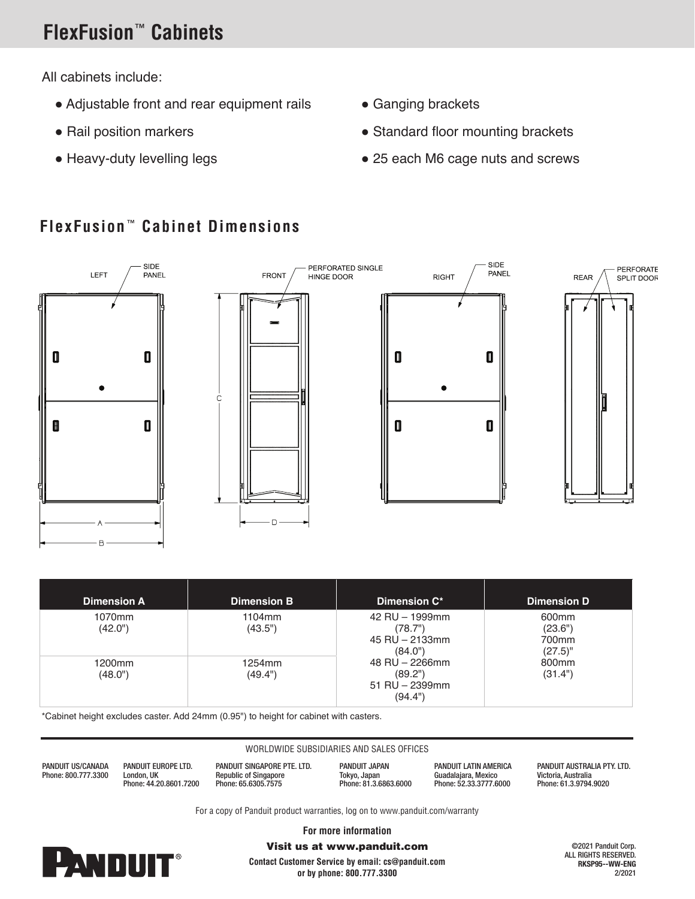# FlexFusion™ Cabinets

All cabinets include:

- Adjustable front and rear equipment rails
- Rail position markers
- Heavy-duty levelling legs
- Ganging brackets
- Standard floor mounting brackets
- 25 each M6 cage nuts and screws

## FlexFusion™ Cabinet Dimensions

LEFT
SIDE PANEL
FRONT
PERFORATED SINGLE HINGE DOOR
RIGHT
SIDE PANEL
REAR
PERFORATE SPLIT DOOR
A
B
C
D

| Dimension A | Dimension B | Dimension C* | Dimension D |
|---|---|---|---|
| 1070mm (42.0") | 1104mm (43.5") | 42 RU – 1999mm (78.7") 45 RU – 2133mm (84.0") 48 RU – 2266mm (89.2") 51 RU – 2399mm (94.4") | 600mm (23.6") 700mm (27.5)" 800mm (31.4") |
| 1200mm (48.0") | 1254mm (49.4") | | |

*Cabinet height excludes caster. Add 24mm (0.95") to height for cabinet with casters.

WORLDWIDE SUBSIDIARIES AND SALES OFFICES

PANDUIT US/CANADA
Phone: 800.777.3300

PANDUIT EUROPE LTD.
London, UK
Phone: 44.20.8601.7200

PANDUIT SINGAPORE PTE. LTD.
Republic of Singapore
Phone: 65.6305.7575

PANDUIT JAPAN
Tokyo, Japan
Phone: 81.3.6863.6000

PANDUIT LATIN AMERICA
Guadalajara, Mexico
Phone: 52.33.3777.6000

PANDUIT AUSTRALIA PTY. LTD.
Victoria, Australia
Phone: 61.3.9794.9020

For a copy of Panduit product warranties, log on to www.panduit.com/warranty

**For more information**

**Visit us at www.panduit.com**

**Contact Customer Service by email: cs@panduit.com or by phone: 800.777.3300**

PANDUIT®

©2021 Panduit Corp.
ALL RIGHTS RESERVED.
**RKSP95--WW-ENG**
2/2021